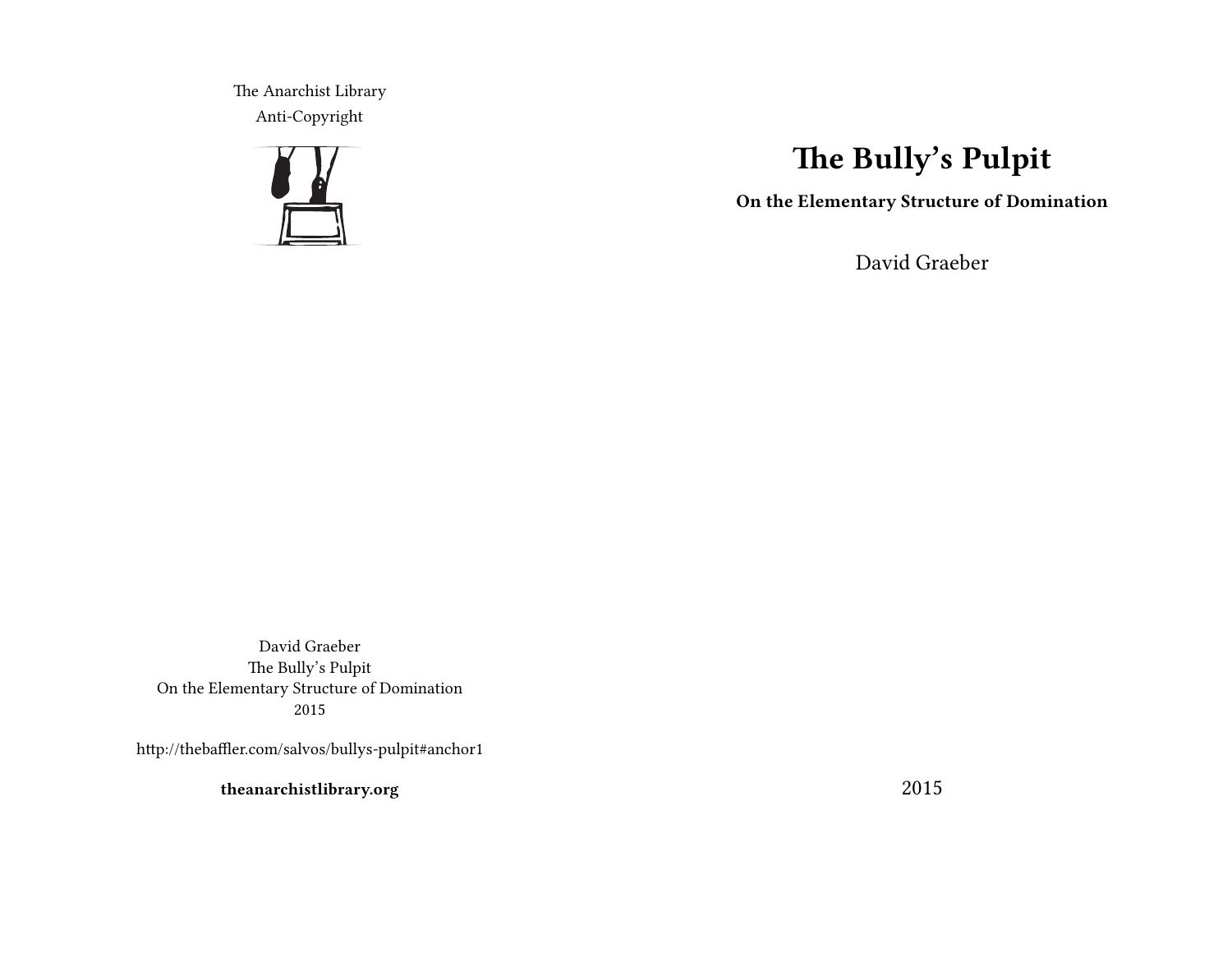# The Bully's Pulpit

**On the Elementary Structure of Domination**

David Graeber

2015

The Anarchist Library
Anti-Copyright

David Graeber
The Bully's Pulpit
On the Elementary Structure of Domination
2015

http://thebaffler.com/salvos/bullys-pulpit#anchor1

**theanarchistlibrary.org**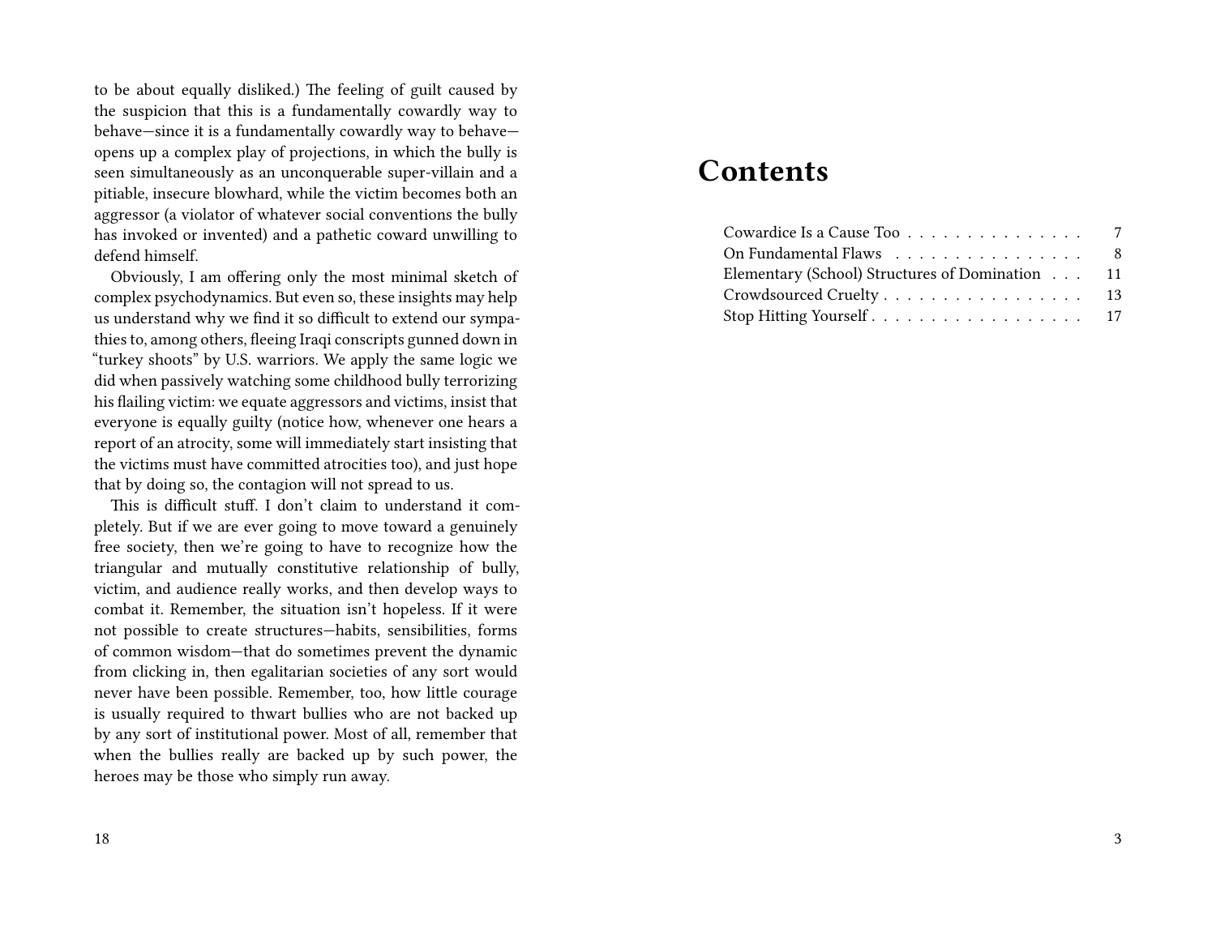to be about equally disliked.) The feeling of guilt caused by the suspicion that this is a fundamentally cowardly way to behave—since it is a fundamentally cowardly way to behave—opens up a complex play of projections, in which the bully is seen simultaneously as an unconquerable super-villain and a pitiable, insecure blowhard, while the victim becomes both an aggressor (a violator of whatever social conventions the bully has invoked or invented) and a pathetic coward unwilling to defend himself.

Obviously, I am offering only the most minimal sketch of complex psychodynamics. But even so, these insights may help us understand why we find it so difficult to extend our sympathies to, among others, fleeing Iraqi conscripts gunned down in "turkey shoots" by U.S. warriors. We apply the same logic we did when passively watching some childhood bully terrorizing his flailing victim: we equate aggressors and victims, insist that everyone is equally guilty (notice how, whenever one hears a report of an atrocity, some will immediately start insisting that the victims must have committed atrocities too), and just hope that by doing so, the contagion will not spread to us.

This is difficult stuff. I don't claim to understand it completely. But if we are ever going to move toward a genuinely free society, then we're going to have to recognize how the triangular and mutually constitutive relationship of bully, victim, and audience really works, and then develop ways to combat it. Remember, the situation isn't hopeless. If it were not possible to create structures—habits, sensibilities, forms of common wisdom—that do sometimes prevent the dynamic from clicking in, then egalitarian societies of any sort would never have been possible. Remember, too, how little courage is usually required to thwart bullies who are not backed up by any sort of institutional power. Most of all, remember that when the bullies really are backed up by such power, the heroes may be those who simply run away.

# Contents

| | |
|---|---|
| Cowardice Is a Cause Too | 7 |
| On Fundamental Flaws | 8 |
| Elementary (School) Structures of Domination | 11 |
| Crowdsourced Cruelty | 13 |
| Stop Hitting Yourself | 17 |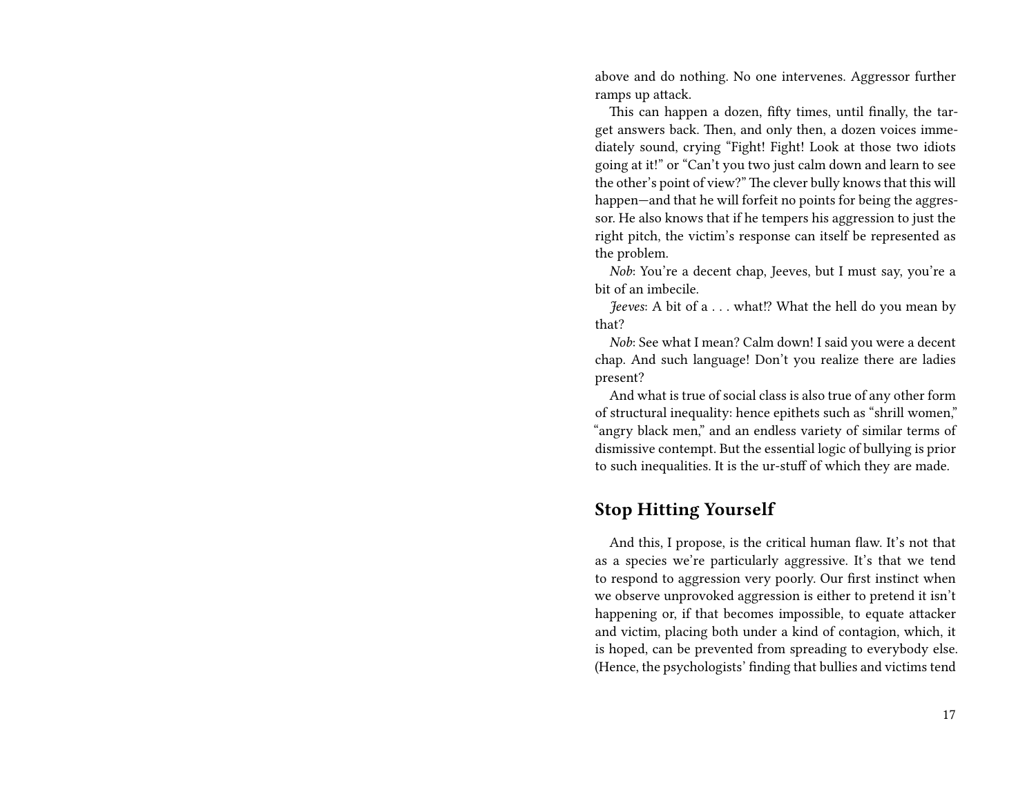above and do nothing. No one intervenes. Aggressor further ramps up attack.

This can happen a dozen, fifty times, until finally, the target answers back. Then, and only then, a dozen voices immediately sound, crying "Fight! Fight! Look at those two idiots going at it!" or "Can't you two just calm down and learn to see the other's point of view?" The clever bully knows that this will happen—and that he will forfeit no points for being the aggressor. He also knows that if he tempers his aggression to just the right pitch, the victim's response can itself be represented as the problem.

*Nob*: You're a decent chap, Jeeves, but I must say, you're a bit of an imbecile.

*Jeeves*: A bit of a . . . what!? What the hell do you mean by that?

*Nob*: See what I mean? Calm down! I said you were a decent chap. And such language! Don't you realize there are ladies present?

And what is true of social class is also true of any other form of structural inequality: hence epithets such as "shrill women," "angry black men," and an endless variety of similar terms of dismissive contempt. But the essential logic of bullying is prior to such inequalities. It is the ur-stuff of which they are made.

## Stop Hitting Yourself

And this, I propose, is the critical human flaw. It's not that as a species we're particularly aggressive. It's that we tend to respond to aggression very poorly. Our first instinct when we observe unprovoked aggression is either to pretend it isn't happening or, if that becomes impossible, to equate attacker and victim, placing both under a kind of contagion, which, it is hoped, can be prevented from spreading to everybody else. (Hence, the psychologists' finding that bullies and victims tend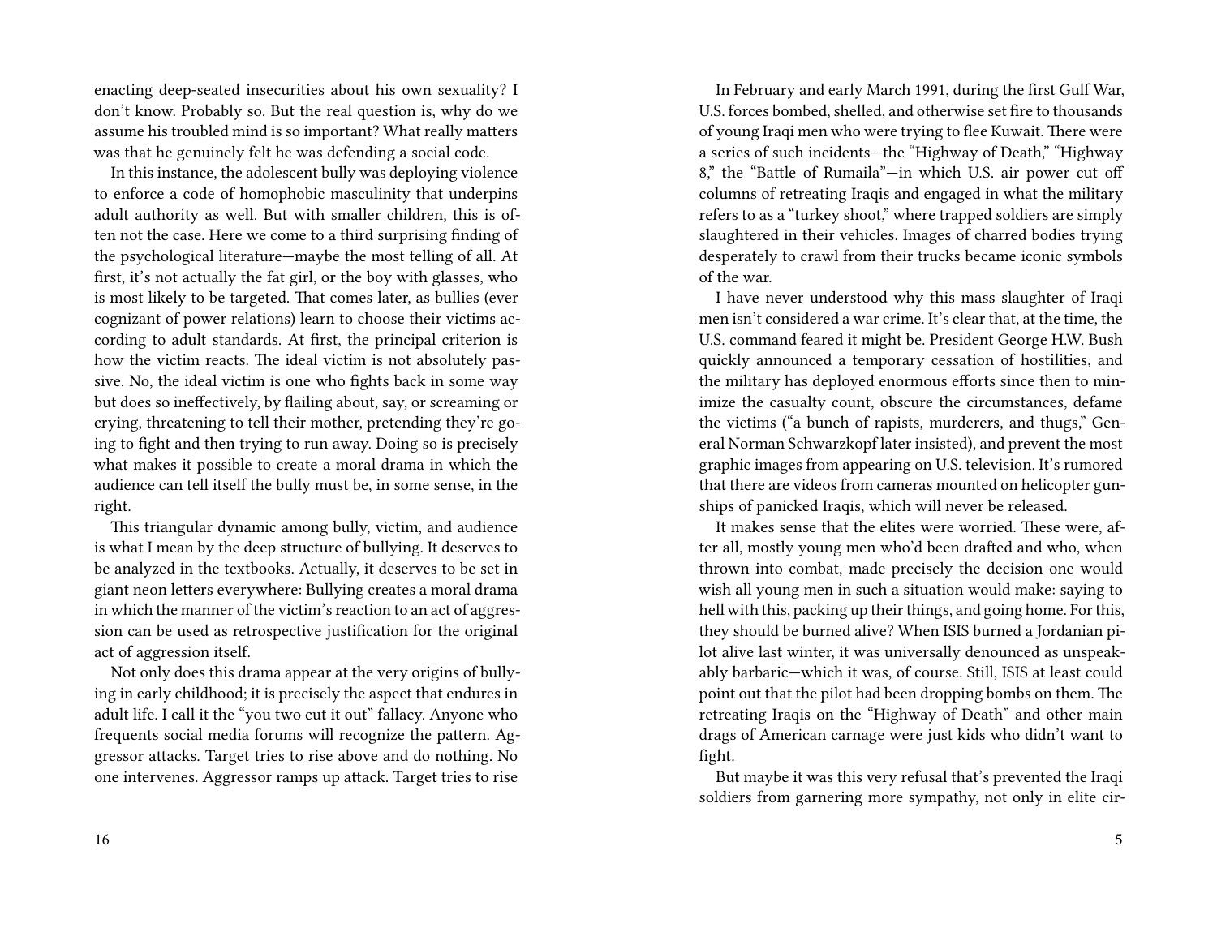enacting deep-seated insecurities about his own sexuality? I don't know. Probably so. But the real question is, why do we assume his troubled mind is so important? What really matters was that he genuinely felt he was defending a social code.

In this instance, the adolescent bully was deploying violence to enforce a code of homophobic masculinity that underpins adult authority as well. But with smaller children, this is often not the case. Here we come to a third surprising finding of the psychological literature—maybe the most telling of all. At first, it's not actually the fat girl, or the boy with glasses, who is most likely to be targeted. That comes later, as bullies (ever cognizant of power relations) learn to choose their victims according to adult standards. At first, the principal criterion is how the victim reacts. The ideal victim is not absolutely passive. No, the ideal victim is one who fights back in some way but does so ineffectively, by flailing about, say, or screaming or crying, threatening to tell their mother, pretending they're going to fight and then trying to run away. Doing so is precisely what makes it possible to create a moral drama in which the audience can tell itself the bully must be, in some sense, in the right.

This triangular dynamic among bully, victim, and audience is what I mean by the deep structure of bullying. It deserves to be analyzed in the textbooks. Actually, it deserves to be set in giant neon letters everywhere: Bullying creates a moral drama in which the manner of the victim's reaction to an act of aggression can be used as retrospective justification for the original act of aggression itself.

Not only does this drama appear at the very origins of bullying in early childhood; it is precisely the aspect that endures in adult life. I call it the "you two cut it out" fallacy. Anyone who frequents social media forums will recognize the pattern. Aggressor attacks. Target tries to rise above and do nothing. No one intervenes. Aggressor ramps up attack. Target tries to rise

In February and early March 1991, during the first Gulf War, U.S. forces bombed, shelled, and otherwise set fire to thousands of young Iraqi men who were trying to flee Kuwait. There were a series of such incidents—the "Highway of Death," "Highway 8," the "Battle of Rumaila"—in which U.S. air power cut off columns of retreating Iraqis and engaged in what the military refers to as a "turkey shoot," where trapped soldiers are simply slaughtered in their vehicles. Images of charred bodies trying desperately to crawl from their trucks became iconic symbols of the war.

I have never understood why this mass slaughter of Iraqi men isn't considered a war crime. It's clear that, at the time, the U.S. command feared it might be. President George H.W. Bush quickly announced a temporary cessation of hostilities, and the military has deployed enormous efforts since then to minimize the casualty count, obscure the circumstances, defame the victims ("a bunch of rapists, murderers, and thugs," General Norman Schwarzkopf later insisted), and prevent the most graphic images from appearing on U.S. television. It's rumored that there are videos from cameras mounted on helicopter gunships of panicked Iraqis, which will never be released.

It makes sense that the elites were worried. These were, after all, mostly young men who'd been drafted and who, when thrown into combat, made precisely the decision one would wish all young men in such a situation would make: saying to hell with this, packing up their things, and going home. For this, they should be burned alive? When ISIS burned a Jordanian pilot alive last winter, it was universally denounced as unspeakably barbaric—which it was, of course. Still, ISIS at least could point out that the pilot had been dropping bombs on them. The retreating Iraqis on the "Highway of Death" and other main drags of American carnage were just kids who didn't want to fight.

But maybe it was this very refusal that's prevented the Iraqi soldiers from garnering more sympathy, not only in elite cir-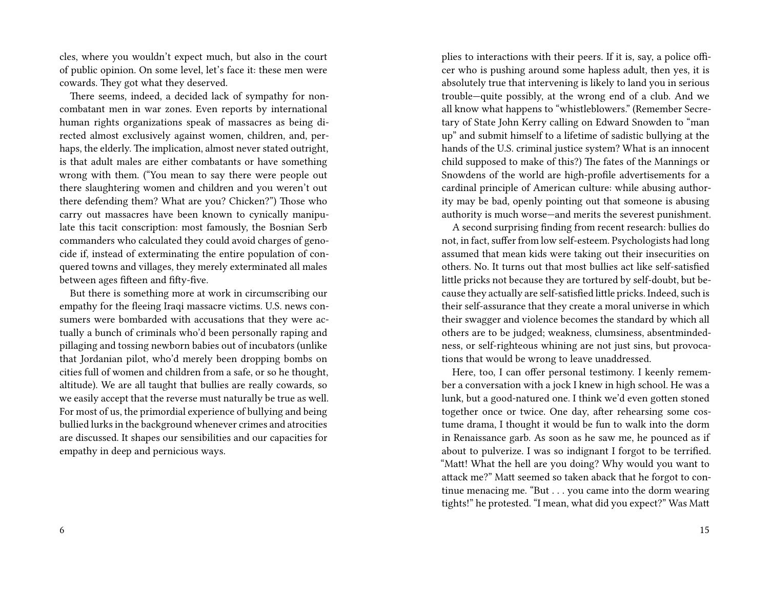cles, where you wouldn't expect much, but also in the court of public opinion. On some level, let's face it: these men were cowards. They got what they deserved.

There seems, indeed, a decided lack of sympathy for noncombatant men in war zones. Even reports by international human rights organizations speak of massacres as being directed almost exclusively against women, children, and, perhaps, the elderly. The implication, almost never stated outright, is that adult males are either combatants or have something wrong with them. ("You mean to say there were people out there slaughtering women and children and you weren't out there defending them? What are you? Chicken?") Those who carry out massacres have been known to cynically manipulate this tacit conscription: most famously, the Bosnian Serb commanders who calculated they could avoid charges of genocide if, instead of exterminating the entire population of conquered towns and villages, they merely exterminated all males between ages fifteen and fifty-five.

But there is something more at work in circumscribing our empathy for the fleeing Iraqi massacre victims. U.S. news consumers were bombarded with accusations that they were actually a bunch of criminals who'd been personally raping and pillaging and tossing newborn babies out of incubators (unlike that Jordanian pilot, who'd merely been dropping bombs on cities full of women and children from a safe, or so he thought, altitude). We are all taught that bullies are really cowards, so we easily accept that the reverse must naturally be true as well. For most of us, the primordial experience of bullying and being bullied lurks in the background whenever crimes and atrocities are discussed. It shapes our sensibilities and our capacities for empathy in deep and pernicious ways.

plies to interactions with their peers. If it is, say, a police officer who is pushing around some hapless adult, then yes, it is absolutely true that intervening is likely to land you in serious trouble—quite possibly, at the wrong end of a club. And we all know what happens to "whistleblowers." (Remember Secretary of State John Kerry calling on Edward Snowden to "man up" and submit himself to a lifetime of sadistic bullying at the hands of the U.S. criminal justice system? What is an innocent child supposed to make of this?) The fates of the Mannings or Snowdens of the world are high-profile advertisements for a cardinal principle of American culture: while abusing authority may be bad, openly pointing out that someone is abusing authority is much worse—and merits the severest punishment.

A second surprising finding from recent research: bullies do not, in fact, suffer from low self-esteem. Psychologists had long assumed that mean kids were taking out their insecurities on others. No. It turns out that most bullies act like self-satisfied little pricks not because they are tortured by self-doubt, but because they actually are self-satisfied little pricks. Indeed, such is their self-assurance that they create a moral universe in which their swagger and violence becomes the standard by which all others are to be judged; weakness, clumsiness, absentmindedness, or self-righteous whining are not just sins, but provocations that would be wrong to leave unaddressed.

Here, too, I can offer personal testimony. I keenly remember a conversation with a jock I knew in high school. He was a lunk, but a good-natured one. I think we'd even gotten stoned together once or twice. One day, after rehearsing some costume drama, I thought it would be fun to walk into the dorm in Renaissance garb. As soon as he saw me, he pounced as if about to pulverize. I was so indignant I forgot to be terrified. "Matt! What the hell are you doing? Why would you want to attack me?" Matt seemed so taken aback that he forgot to continue menacing me. "But . . . you came into the dorm wearing tights!" he protested. "I mean, what did you expect?" Was Matt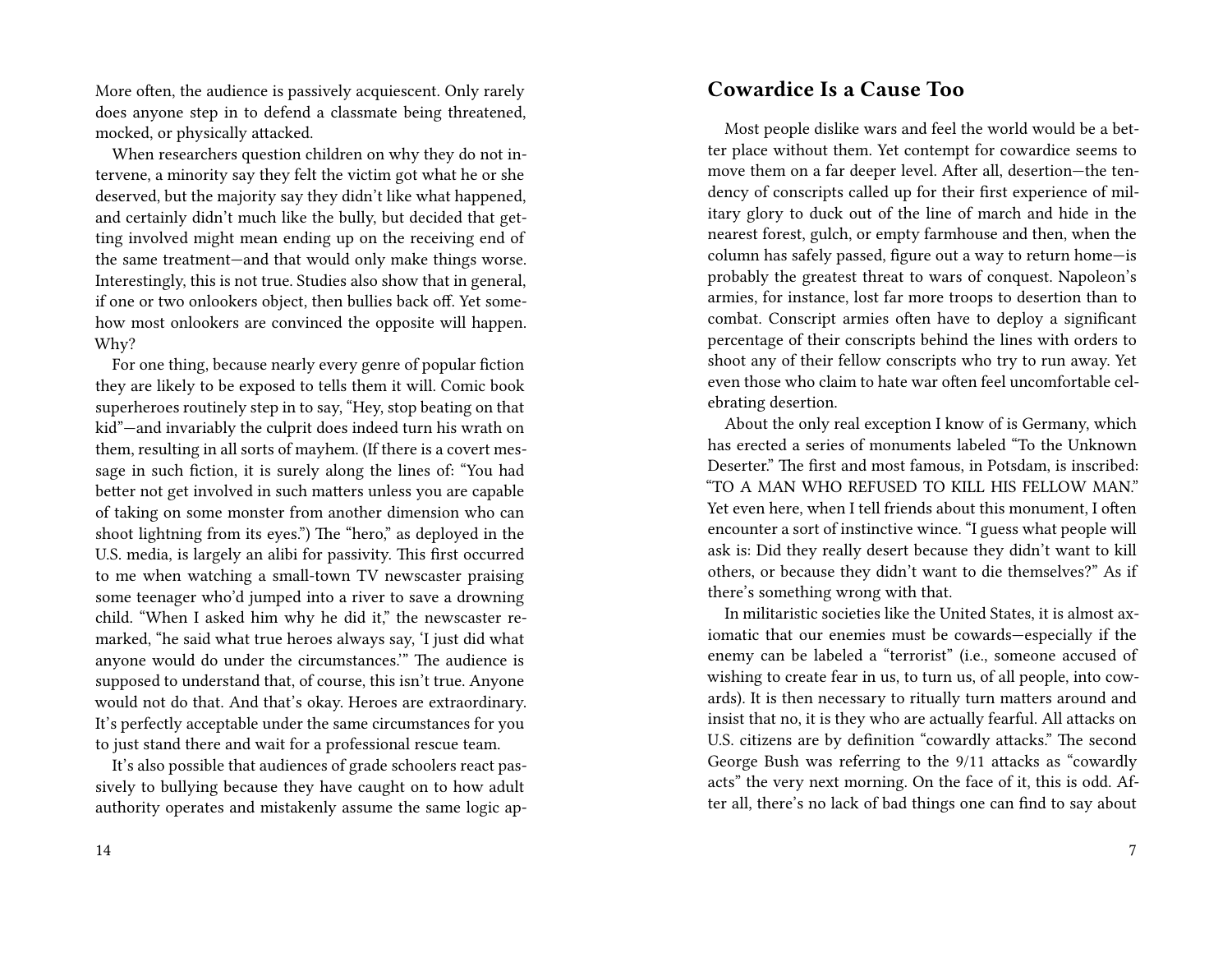More often, the audience is passively acquiescent. Only rarely does anyone step in to defend a classmate being threatened, mocked, or physically attacked.

When researchers question children on why they do not intervene, a minority say they felt the victim got what he or she deserved, but the majority say they didn't like what happened, and certainly didn't much like the bully, but decided that getting involved might mean ending up on the receiving end of the same treatment—and that would only make things worse. Interestingly, this is not true. Studies also show that in general, if one or two onlookers object, then bullies back off. Yet somehow most onlookers are convinced the opposite will happen. Why?

For one thing, because nearly every genre of popular fiction they are likely to be exposed to tells them it will. Comic book superheroes routinely step in to say, "Hey, stop beating on that kid"—and invariably the culprit does indeed turn his wrath on them, resulting in all sorts of mayhem. (If there is a covert message in such fiction, it is surely along the lines of: "You had better not get involved in such matters unless you are capable of taking on some monster from another dimension who can shoot lightning from its eyes.") The "hero," as deployed in the U.S. media, is largely an alibi for passivity. This first occurred to me when watching a small-town TV newscaster praising some teenager who'd jumped into a river to save a drowning child. "When I asked him why he did it," the newscaster remarked, "he said what true heroes always say, 'I just did what anyone would do under the circumstances.'" The audience is supposed to understand that, of course, this isn't true. Anyone would not do that. And that's okay. Heroes are extraordinary. It's perfectly acceptable under the same circumstances for you to just stand there and wait for a professional rescue team.

It's also possible that audiences of grade schoolers react passively to bullying because they have caught on to how adult authority operates and mistakenly assume the same logic ap-

## Cowardice Is a Cause Too

Most people dislike wars and feel the world would be a better place without them. Yet contempt for cowardice seems to move them on a far deeper level. After all, desertion—the tendency of conscripts called up for their first experience of military glory to duck out of the line of march and hide in the nearest forest, gulch, or empty farmhouse and then, when the column has safely passed, figure out a way to return home—is probably the greatest threat to wars of conquest. Napoleon's armies, for instance, lost far more troops to desertion than to combat. Conscript armies often have to deploy a significant percentage of their conscripts behind the lines with orders to shoot any of their fellow conscripts who try to run away. Yet even those who claim to hate war often feel uncomfortable celebrating desertion.

About the only real exception I know of is Germany, which has erected a series of monuments labeled "To the Unknown Deserter." The first and most famous, in Potsdam, is inscribed: "TO A MAN WHO REFUSED TO KILL HIS FELLOW MAN." Yet even here, when I tell friends about this monument, I often encounter a sort of instinctive wince. "I guess what people will ask is: Did they really desert because they didn't want to kill others, or because they didn't want to die themselves?" As if there's something wrong with that.

In militaristic societies like the United States, it is almost axiomatic that our enemies must be cowards—especially if the enemy can be labeled a "terrorist" (i.e., someone accused of wishing to create fear in us, to turn us, of all people, into cowards). It is then necessary to ritually turn matters around and insist that no, it is they who are actually fearful. All attacks on U.S. citizens are by definition "cowardly attacks." The second George Bush was referring to the 9/11 attacks as "cowardly acts" the very next morning. On the face of it, this is odd. After all, there's no lack of bad things one can find to say about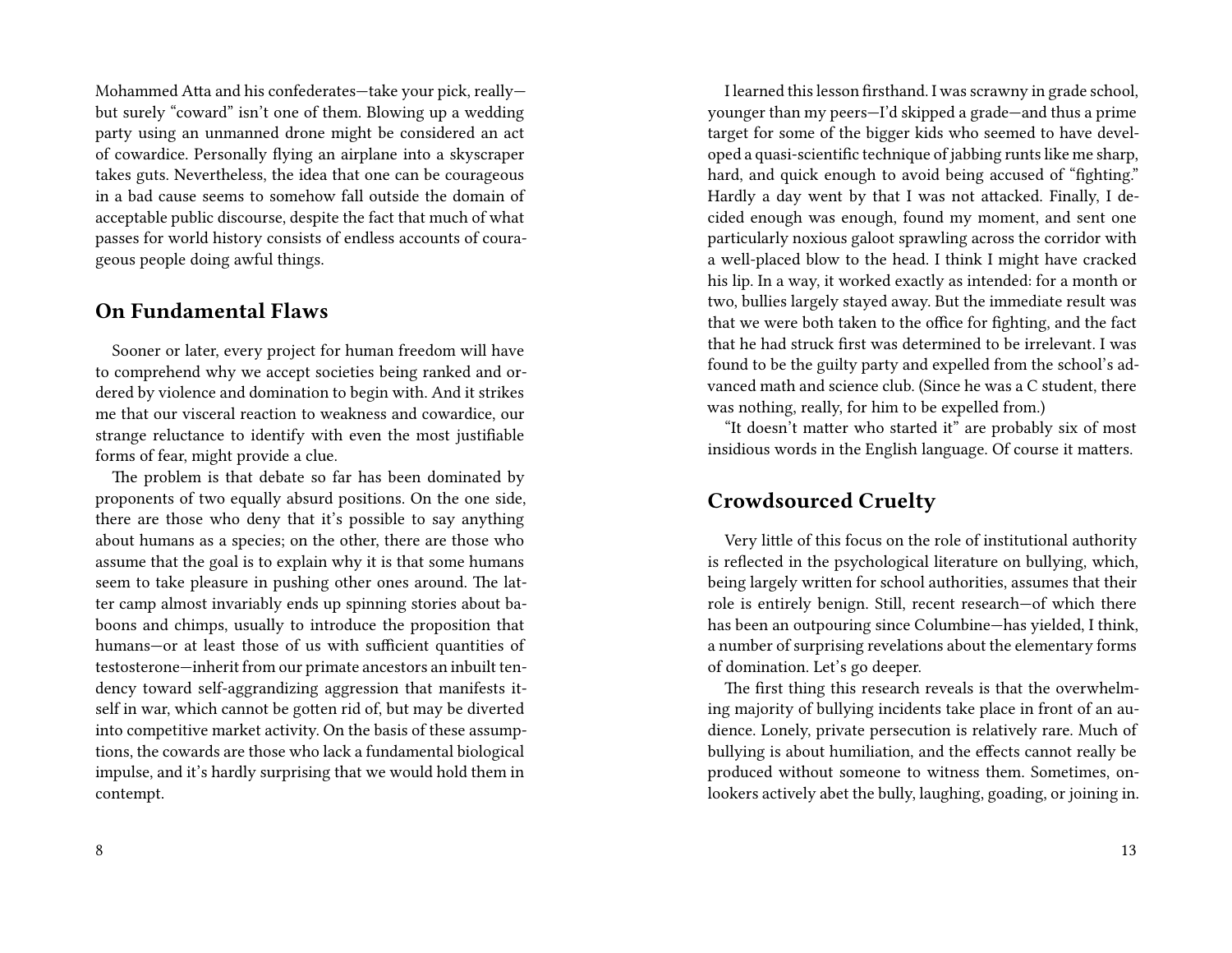Mohammed Atta and his confederates—take your pick, really—but surely "coward" isn't one of them. Blowing up a wedding party using an unmanned drone might be considered an act of cowardice. Personally flying an airplane into a skyscraper takes guts. Nevertheless, the idea that one can be courageous in a bad cause seems to somehow fall outside the domain of acceptable public discourse, despite the fact that much of what passes for world history consists of endless accounts of courageous people doing awful things.

## On Fundamental Flaws

Sooner or later, every project for human freedom will have to comprehend why we accept societies being ranked and ordered by violence and domination to begin with. And it strikes me that our visceral reaction to weakness and cowardice, our strange reluctance to identify with even the most justifiable forms of fear, might provide a clue.

The problem is that debate so far has been dominated by proponents of two equally absurd positions. On the one side, there are those who deny that it's possible to say anything about humans as a species; on the other, there are those who assume that the goal is to explain why it is that some humans seem to take pleasure in pushing other ones around. The latter camp almost invariably ends up spinning stories about baboons and chimps, usually to introduce the proposition that humans—or at least those of us with sufficient quantities of testosterone—inherit from our primate ancestors an inbuilt tendency toward self-aggrandizing aggression that manifests itself in war, which cannot be gotten rid of, but may be diverted into competitive market activity. On the basis of these assumptions, the cowards are those who lack a fundamental biological impulse, and it's hardly surprising that we would hold them in contempt.

I learned this lesson firsthand. I was scrawny in grade school, younger than my peers—I'd skipped a grade—and thus a prime target for some of the bigger kids who seemed to have developed a quasi-scientific technique of jabbing runts like me sharp, hard, and quick enough to avoid being accused of "fighting." Hardly a day went by that I was not attacked. Finally, I decided enough was enough, found my moment, and sent one particularly noxious galoot sprawling across the corridor with a well-placed blow to the head. I think I might have cracked his lip. In a way, it worked exactly as intended: for a month or two, bullies largely stayed away. But the immediate result was that we were both taken to the office for fighting, and the fact that he had struck first was determined to be irrelevant. I was found to be the guilty party and expelled from the school's advanced math and science club. (Since he was a C student, there was nothing, really, for him to be expelled from.)

"It doesn't matter who started it" are probably six of most insidious words in the English language. Of course it matters.

## Crowdsourced Cruelty

Very little of this focus on the role of institutional authority is reflected in the psychological literature on bullying, which, being largely written for school authorities, assumes that their role is entirely benign. Still, recent research—of which there has been an outpouring since Columbine—has yielded, I think, a number of surprising revelations about the elementary forms of domination. Let's go deeper.

The first thing this research reveals is that the overwhelming majority of bullying incidents take place in front of an audience. Lonely, private persecution is relatively rare. Much of bullying is about humiliation, and the effects cannot really be produced without someone to witness them. Sometimes, onlookers actively abet the bully, laughing, goading, or joining in.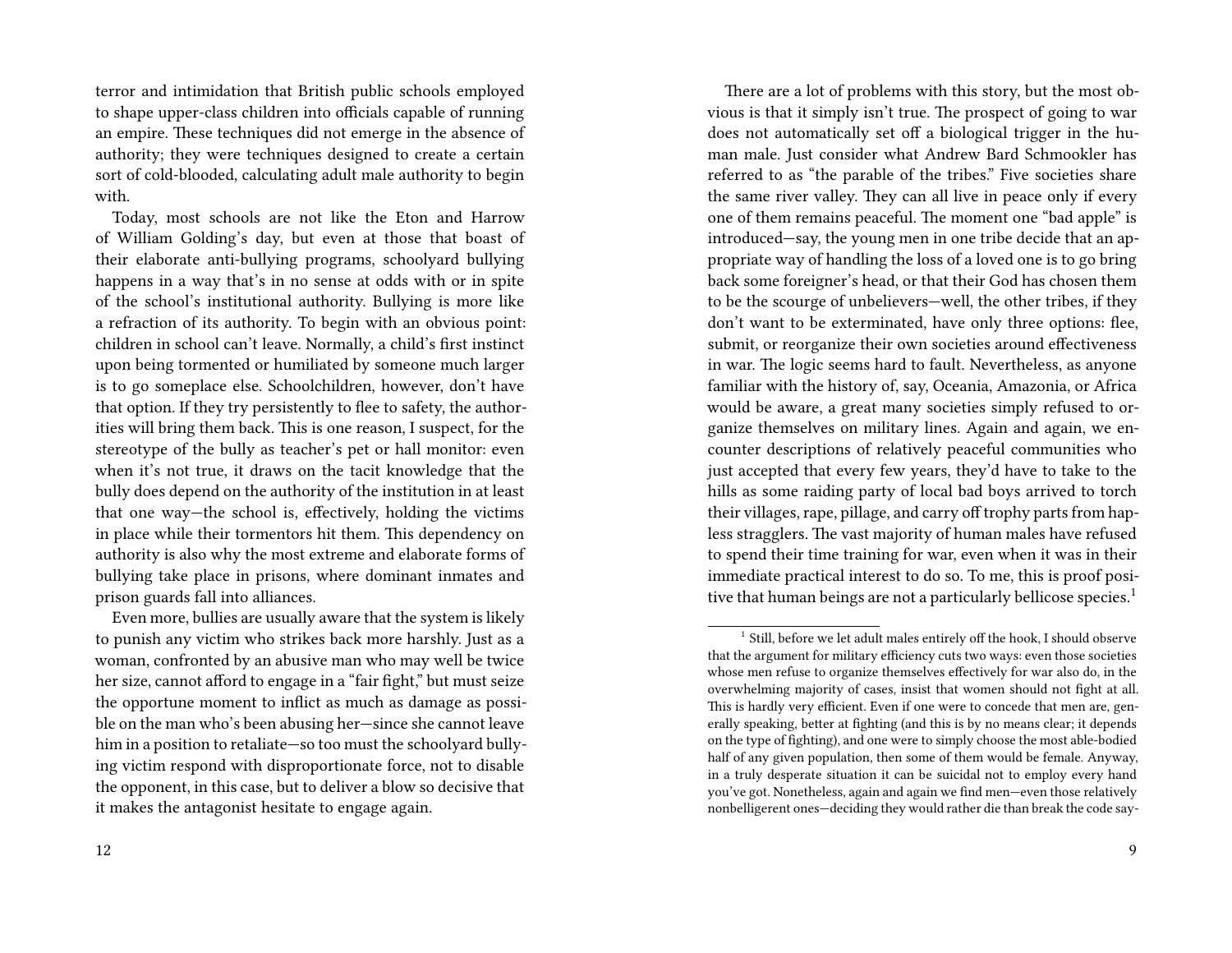terror and intimidation that British public schools employed to shape upper-class children into officials capable of running an empire. These techniques did not emerge in the absence of authority; they were techniques designed to create a certain sort of cold-blooded, calculating adult male authority to begin with.

Today, most schools are not like the Eton and Harrow of William Golding's day, but even at those that boast of their elaborate anti-bullying programs, schoolyard bullying happens in a way that's in no sense at odds with or in spite of the school's institutional authority. Bullying is more like a refraction of its authority. To begin with an obvious point: children in school can't leave. Normally, a child's first instinct upon being tormented or humiliated by someone much larger is to go someplace else. Schoolchildren, however, don't have that option. If they try persistently to flee to safety, the authorities will bring them back. This is one reason, I suspect, for the stereotype of the bully as teacher's pet or hall monitor: even when it's not true, it draws on the tacit knowledge that the bully does depend on the authority of the institution in at least that one way—the school is, effectively, holding the victims in place while their tormentors hit them. This dependency on authority is also why the most extreme and elaborate forms of bullying take place in prisons, where dominant inmates and prison guards fall into alliances.

Even more, bullies are usually aware that the system is likely to punish any victim who strikes back more harshly. Just as a woman, confronted by an abusive man who may well be twice her size, cannot afford to engage in a "fair fight," but must seize the opportune moment to inflict as much as damage as possible on the man who's been abusing her—since she cannot leave him in a position to retaliate—so too must the schoolyard bullying victim respond with disproportionate force, not to disable the opponent, in this case, but to deliver a blow so decisive that it makes the antagonist hesitate to engage again.

There are a lot of problems with this story, but the most obvious is that it simply isn't true. The prospect of going to war does not automatically set off a biological trigger in the human male. Just consider what Andrew Bard Schmookler has referred to as "the parable of the tribes." Five societies share the same river valley. They can all live in peace only if every one of them remains peaceful. The moment one "bad apple" is introduced—say, the young men in one tribe decide that an appropriate way of handling the loss of a loved one is to go bring back some foreigner's head, or that their God has chosen them to be the scourge of unbelievers—well, the other tribes, if they don't want to be exterminated, have only three options: flee, submit, or reorganize their own societies around effectiveness in war. The logic seems hard to fault. Nevertheless, as anyone familiar with the history of, say, Oceania, Amazonia, or Africa would be aware, a great many societies simply refused to organize themselves on military lines. Again and again, we encounter descriptions of relatively peaceful communities who just accepted that every few years, they'd have to take to the hills as some raiding party of local bad boys arrived to torch their villages, rape, pillage, and carry off trophy parts from hapless stragglers. The vast majority of human males have refused to spend their time training for war, even when it was in their immediate practical interest to do so. To me, this is proof positive that human beings are not a particularly bellicose species.[1]

[1] Still, before we let adult males entirely off the hook, I should observe that the argument for military efficiency cuts two ways: even those societies whose men refuse to organize themselves effectively for war also do, in the overwhelming majority of cases, insist that women should not fight at all. This is hardly very efficient. Even if one were to concede that men are, generally speaking, better at fighting (and this is by no means clear; it depends on the type of fighting), and one were to simply choose the most able-bodied half of any given population, then some of them would be female. Anyway, in a truly desperate situation it can be suicidal not to employ every hand you've got. Nonetheless, again and again we find men—even those relatively nonbelligerent ones—deciding they would rather die than break the code say-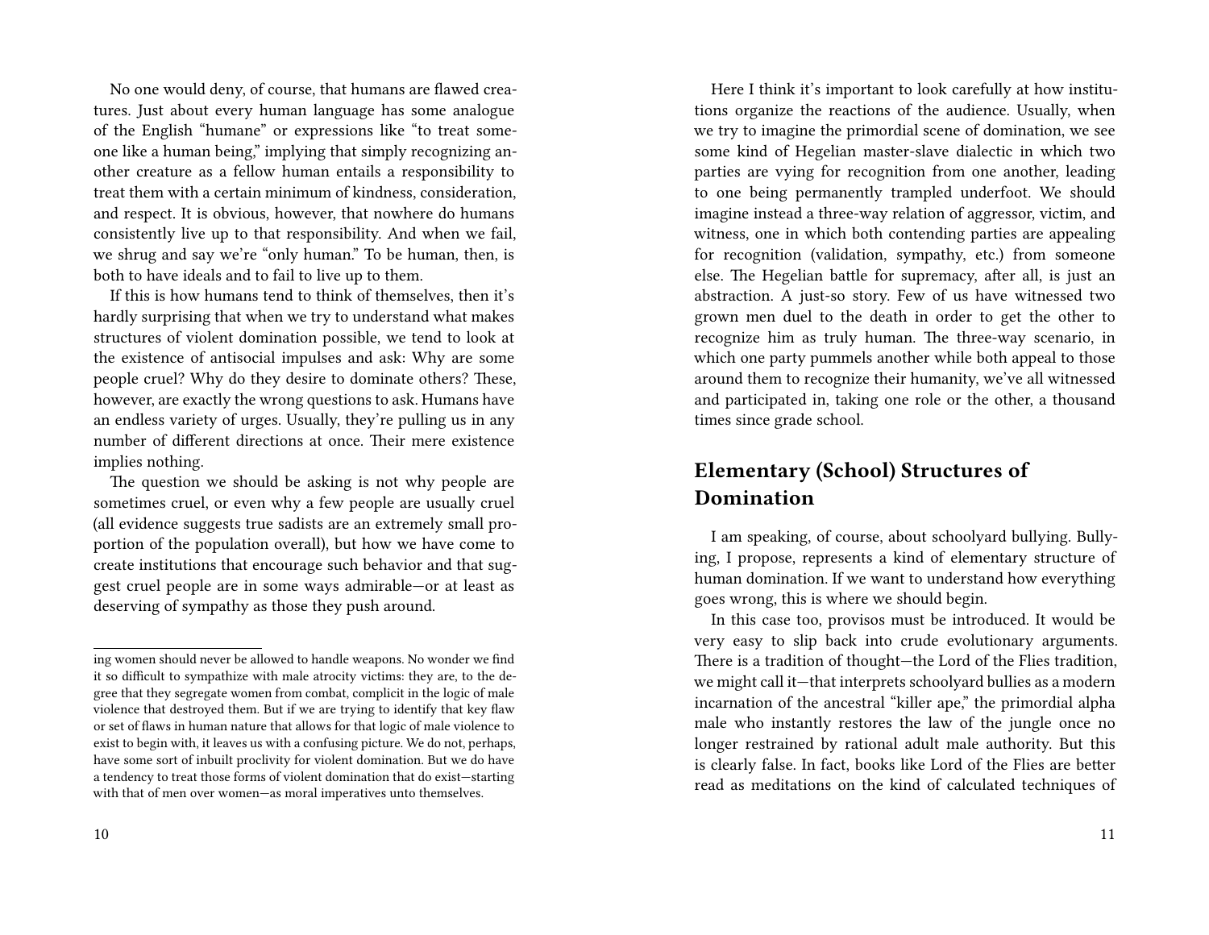No one would deny, of course, that humans are flawed creatures. Just about every human language has some analogue of the English "humane" or expressions like "to treat someone like a human being," implying that simply recognizing another creature as a fellow human entails a responsibility to treat them with a certain minimum of kindness, consideration, and respect. It is obvious, however, that nowhere do humans consistently live up to that responsibility. And when we fail, we shrug and say we're "only human." To be human, then, is both to have ideals and to fail to live up to them.

If this is how humans tend to think of themselves, then it's hardly surprising that when we try to understand what makes structures of violent domination possible, we tend to look at the existence of antisocial impulses and ask: Why are some people cruel? Why do they desire to dominate others? These, however, are exactly the wrong questions to ask. Humans have an endless variety of urges. Usually, they're pulling us in any number of different directions at once. Their mere existence implies nothing.

The question we should be asking is not why people are sometimes cruel, or even why a few people are usually cruel (all evidence suggests true sadists are an extremely small proportion of the population overall), but how we have come to create institutions that encourage such behavior and that suggest cruel people are in some ways admirable—or at least as deserving of sympathy as those they push around.

ing women should never be allowed to handle weapons. No wonder we find it so difficult to sympathize with male atrocity victims: they are, to the degree that they segregate women from combat, complicit in the logic of male violence that destroyed them. But if we are trying to identify that key flaw or set of flaws in human nature that allows for that logic of male violence to exist to begin with, it leaves us with a confusing picture. We do not, perhaps, have some sort of inbuilt proclivity for violent domination. But we do have a tendency to treat those forms of violent domination that do exist—starting with that of men over women—as moral imperatives unto themselves.

Here I think it's important to look carefully at how institutions organize the reactions of the audience. Usually, when we try to imagine the primordial scene of domination, we see some kind of Hegelian master-slave dialectic in which two parties are vying for recognition from one another, leading to one being permanently trampled underfoot. We should imagine instead a three-way relation of aggressor, victim, and witness, one in which both contending parties are appealing for recognition (validation, sympathy, etc.) from someone else. The Hegelian battle for supremacy, after all, is just an abstraction. A just-so story. Few of us have witnessed two grown men duel to the death in order to get the other to recognize him as truly human. The three-way scenario, in which one party pummels another while both appeal to those around them to recognize their humanity, we've all witnessed and participated in, taking one role or the other, a thousand times since grade school.

## Elementary (School) Structures of Domination

I am speaking, of course, about schoolyard bullying. Bullying, I propose, represents a kind of elementary structure of human domination. If we want to understand how everything goes wrong, this is where we should begin.

In this case too, provisos must be introduced. It would be very easy to slip back into crude evolutionary arguments. There is a tradition of thought—the Lord of the Flies tradition, we might call it—that interprets schoolyard bullies as a modern incarnation of the ancestral "killer ape," the primordial alpha male who instantly restores the law of the jungle once no longer restrained by rational adult male authority. But this is clearly false. In fact, books like Lord of the Flies are better read as meditations on the kind of calculated techniques of